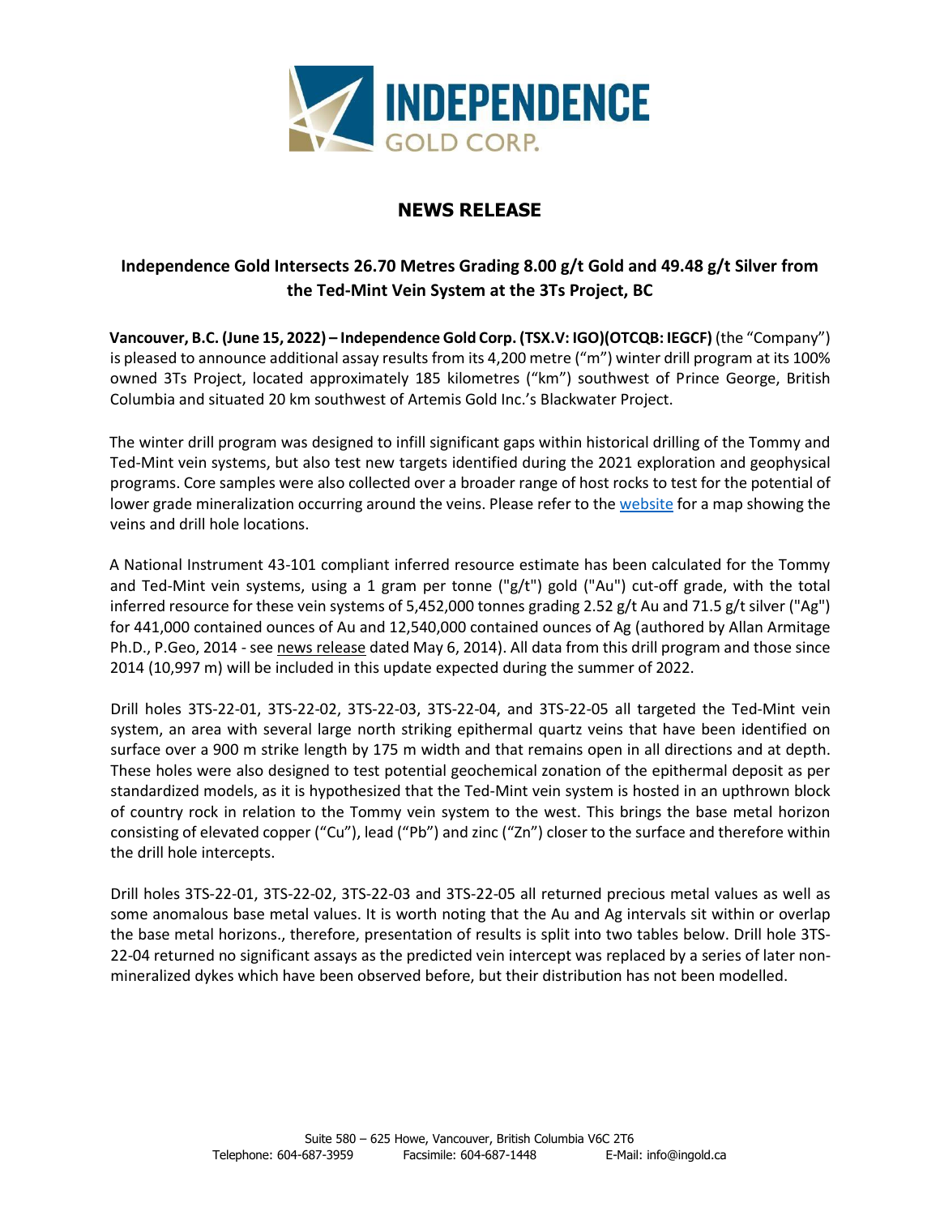INDEPENDENCE GOLD CORP.

# NEWS RELEASE

## Independence Gold Intersects 26.70 Metres Grading 8.00 g/t Gold and 49.48 g/t Silver from the Ted-Mint Vein System at the 3Ts Project, BC

**Vancouver, B.C. (June 15, 2022) – Independence Gold Corp. (TSX.V: IGO)(OTCQB: IEGCF)** (the "Company") is pleased to announce additional assay results from its 4,200 metre ("m") winter drill program at its 100% owned 3Ts Project, located approximately 185 kilometres ("km") southwest of Prince George, British Columbia and situated 20 km southwest of Artemis Gold Inc.'s Blackwater Project.

The winter drill program was designed to infill significant gaps within historical drilling of the Tommy and Ted-Mint vein systems, but also test new targets identified during the 2021 exploration and geophysical programs. Core samples were also collected over a broader range of host rocks to test for the potential of lower grade mineralization occurring around the veins. Please refer to the website for a map showing the veins and drill hole locations.

A National Instrument 43-101 compliant inferred resource estimate has been calculated for the Tommy and Ted-Mint vein systems, using a 1 gram per tonne ("g/t") gold ("Au") cut-off grade, with the total inferred resource for these vein systems of 5,452,000 tonnes grading 2.52 g/t Au and 71.5 g/t silver ("Ag") for 441,000 contained ounces of Au and 12,540,000 contained ounces of Ag (authored by Allan Armitage Ph.D., P.Geo, 2014 - see news release dated May 6, 2014). All data from this drill program and those since 2014 (10,997 m) will be included in this update expected during the summer of 2022.

Drill holes 3TS-22-01, 3TS-22-02, 3TS-22-03, 3TS-22-04, and 3TS-22-05 all targeted the Ted-Mint vein system, an area with several large north striking epithermal quartz veins that have been identified on surface over a 900 m strike length by 175 m width and that remains open in all directions and at depth. These holes were also designed to test potential geochemical zonation of the epithermal deposit as per standardized models, as it is hypothesized that the Ted-Mint vein system is hosted in an upthrown block of country rock in relation to the Tommy vein system to the west. This brings the base metal horizon consisting of elevated copper ("Cu"), lead ("Pb") and zinc ("Zn") closer to the surface and therefore within the drill hole intercepts.

Drill holes 3TS-22-01, 3TS-22-02, 3TS-22-03 and 3TS-22-05 all returned precious metal values as well as some anomalous base metal values. It is worth noting that the Au and Ag intervals sit within or overlap the base metal horizons., therefore, presentation of results is split into two tables below. Drill hole 3TS-22-04 returned no significant assays as the predicted vein intercept was replaced by a series of later non-mineralized dykes which have been observed before, but their distribution has not been modelled.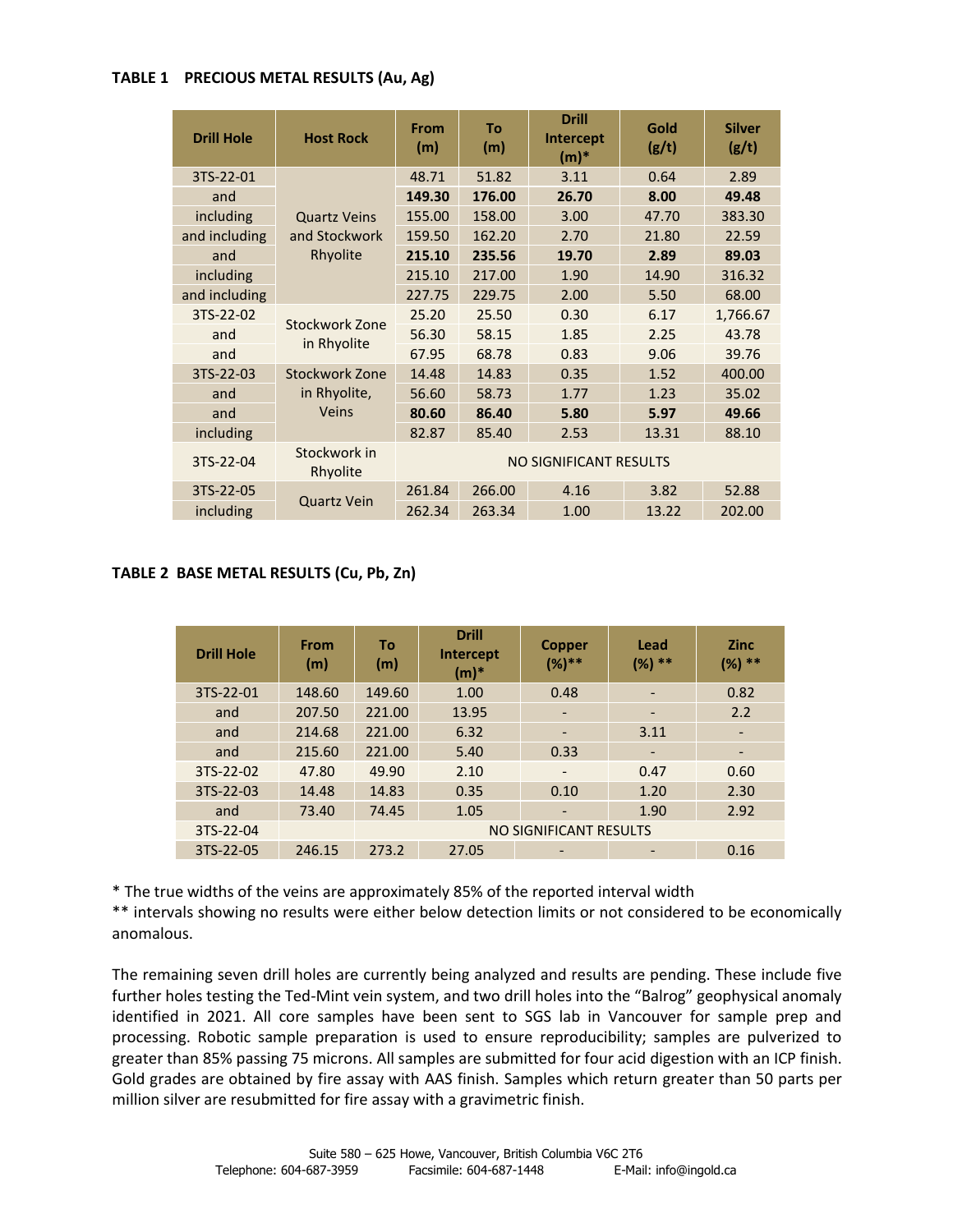**TABLE 1 PRECIOUS METAL RESULTS (Au, Ag)**

| Drill Hole | Host Rock | From (m) | To (m) | Drill Intercept (m)* | Gold (g/t) | Silver (g/t) |
|---|---|---|---|---|---|---|
| 3TS-22-01 | Quartz Veins and Stockwork Rhyolite | 48.71 | 51.82 | 3.11 | 0.64 | 2.89 |
| and | | **149.30** | **176.00** | **26.70** | **8.00** | **49.48** |
| including | | 155.00 | 158.00 | 3.00 | 47.70 | 383.30 |
| and including | | 159.50 | 162.20 | 2.70 | 21.80 | 22.59 |
| and | | **215.10** | **235.56** | **19.70** | **2.89** | **89.03** |
| including | | 215.10 | 217.00 | 1.90 | 14.90 | 316.32 |
| and including | | 227.75 | 229.75 | 2.00 | 5.50 | 68.00 |
| 3TS-22-02 | Stockwork Zone in Rhyolite | 25.20 | 25.50 | 0.30 | 6.17 | 1,766.67 |
| and | | 56.30 | 58.15 | 1.85 | 2.25 | 43.78 |
| and | | 67.95 | 68.78 | 0.83 | 9.06 | 39.76 |
| 3TS-22-03 | Stockwork Zone in Rhyolite, Veins | 14.48 | 14.83 | 0.35 | 1.52 | 400.00 |
| and | | 56.60 | 58.73 | 1.77 | 1.23 | 35.02 |
| and | | **80.60** | **86.40** | **5.80** | **5.97** | **49.66** |
| including | | 82.87 | 85.40 | 2.53 | 13.31 | 88.10 |
| 3TS-22-04 | Stockwork in Rhyolite | NO SIGNIFICANT RESULTS | | | | |
| 3TS-22-05 | Quartz Vein | 261.84 | 266.00 | 4.16 | 3.82 | 52.88 |
| including | | 262.34 | 263.34 | 1.00 | 13.22 | 202.00 |

**TABLE 2 BASE METAL RESULTS (Cu, Pb, Zn)**

| Drill Hole | From (m) | To (m) | Drill Intercept (m)* | Copper (%)** | Lead (%) ** | Zinc (%) ** |
|---|---|---|---|---|---|---|
| 3TS-22-01 | 148.60 | 149.60 | 1.00 | 0.48 | - | 0.82 |
| and | 207.50 | 221.00 | 13.95 | - | - | 2.2 |
| and | 214.68 | 221.00 | 6.32 | - | 3.11 | - |
| and | 215.60 | 221.00 | 5.40 | 0.33 | - | - |
| 3TS-22-02 | 47.80 | 49.90 | 2.10 | - | 0.47 | 0.60 |
| 3TS-22-03 | 14.48 | 14.83 | 0.35 | 0.10 | 1.20 | 2.30 |
| and | 73.40 | 74.45 | 1.05 | - | 1.90 | 2.92 |
| 3TS-22-04 | | NO SIGNIFICANT RESULTS | | | | |
| 3TS-22-05 | 246.15 | 273.2 | 27.05 | - | - | 0.16 |

* The true widths of the veins are approximately 85% of the reported interval width

** intervals showing no results were either below detection limits or not considered to be economically anomalous.

The remaining seven drill holes are currently being analyzed and results are pending. These include five further holes testing the Ted-Mint vein system, and two drill holes into the "Balrog" geophysical anomaly identified in 2021. All core samples have been sent to SGS lab in Vancouver for sample prep and processing. Robotic sample preparation is used to ensure reproducibility; samples are pulverized to greater than 85% passing 75 microns. All samples are submitted for four acid digestion with an ICP finish. Gold grades are obtained by fire assay with AAS finish. Samples which return greater than 50 parts per million silver are resubmitted for fire assay with a gravimetric finish.

Suite 580 – 625 Howe, Vancouver, British Columbia V6C 2T6
Telephone: 604-687-3959 Facsimile: 604-687-1448 E-Mail: info@ingold.ca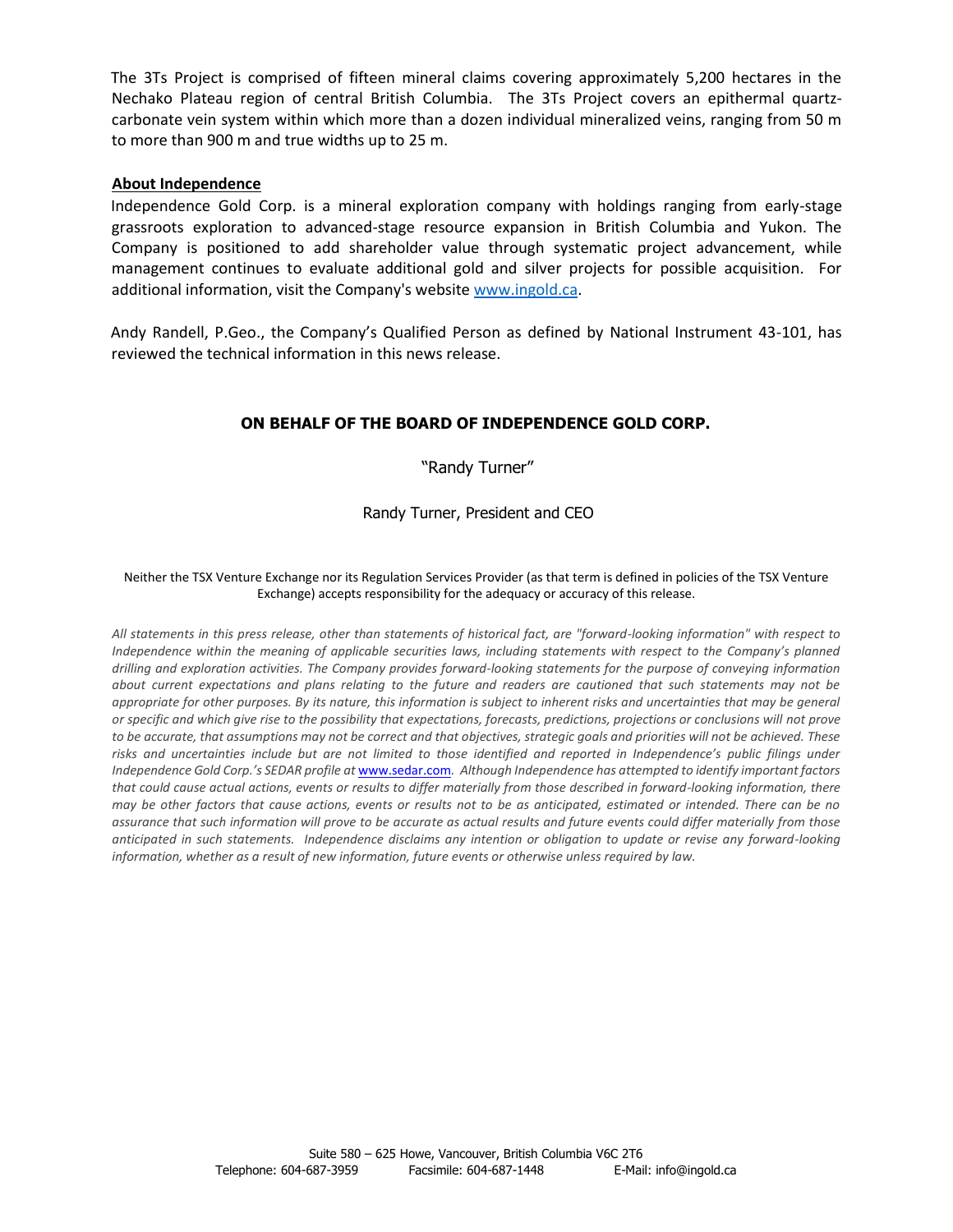The 3Ts Project is comprised of fifteen mineral claims covering approximately 5,200 hectares in the Nechako Plateau region of central British Columbia. The 3Ts Project covers an epithermal quartz-carbonate vein system within which more than a dozen individual mineralized veins, ranging from 50 m to more than 900 m and true widths up to 25 m.

**About Independence**

Independence Gold Corp. is a mineral exploration company with holdings ranging from early-stage grassroots exploration to advanced-stage resource expansion in British Columbia and Yukon. The Company is positioned to add shareholder value through systematic project advancement, while management continues to evaluate additional gold and silver projects for possible acquisition. For additional information, visit the Company's website www.ingold.ca.

Andy Randell, P.Geo., the Company's Qualified Person as defined by National Instrument 43-101, has reviewed the technical information in this news release.

**ON BEHALF OF THE BOARD OF INDEPENDENCE GOLD CORP.**

"Randy Turner"

Randy Turner, President and CEO

Neither the TSX Venture Exchange nor its Regulation Services Provider (as that term is defined in policies of the TSX Venture Exchange) accepts responsibility for the adequacy or accuracy of this release.

*All statements in this press release, other than statements of historical fact, are "forward-looking information" with respect to Independence within the meaning of applicable securities laws, including statements with respect to the Company's planned drilling and exploration activities. The Company provides forward-looking statements for the purpose of conveying information about current expectations and plans relating to the future and readers are cautioned that such statements may not be appropriate for other purposes. By its nature, this information is subject to inherent risks and uncertainties that may be general or specific and which give rise to the possibility that expectations, forecasts, predictions, projections or conclusions will not prove to be accurate, that assumptions may not be correct and that objectives, strategic goals and priorities will not be achieved. These risks and uncertainties include but are not limited to those identified and reported in Independence's public filings under Independence Gold Corp.'s SEDAR profile at www.sedar.com. Although Independence has attempted to identify important factors that could cause actual actions, events or results to differ materially from those described in forward-looking information, there may be other factors that cause actions, events or results not to be as anticipated, estimated or intended. There can be no assurance that such information will prove to be accurate as actual results and future events could differ materially from those anticipated in such statements. Independence disclaims any intention or obligation to update or revise any forward-looking information, whether as a result of new information, future events or otherwise unless required by law.*

Suite 580 – 625 Howe, Vancouver, British Columbia V6C 2T6
Telephone: 604-687-3959 Facsimile: 604-687-1448 E-Mail: info@ingold.ca